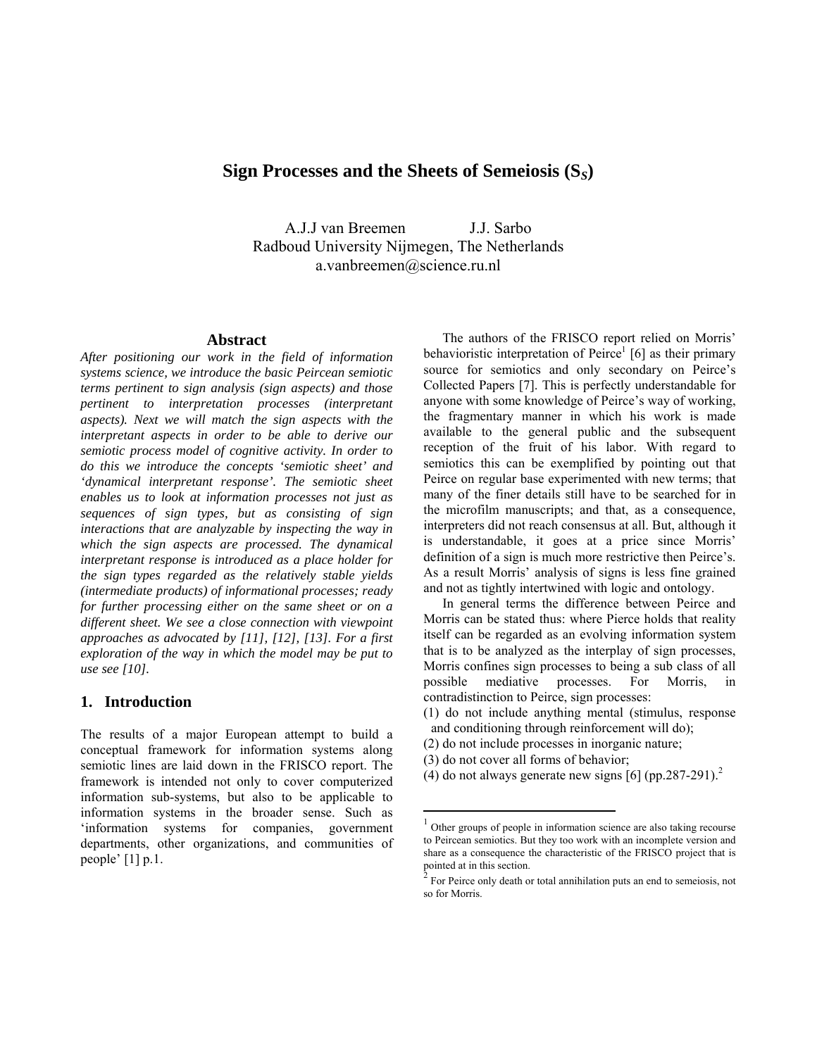# Sign Processes and the Sheets of Semeiosis ($S_S$)

A.J.J van Breemen J.J. Sarbo
Radboud University Nijmegen, The Netherlands
a.vanbreemen@science.ru.nl

## Abstract

*After positioning our work in the field of information systems science, we introduce the basic Peircean semiotic terms pertinent to sign analysis (sign aspects) and those pertinent to interpretation processes (interpretant aspects). Next we will match the sign aspects with the interpretant aspects in order to be able to derive our semiotic process model of cognitive activity. In order to do this we introduce the concepts 'semiotic sheet' and 'dynamical interpretant response'. The semiotic sheet enables us to look at information processes not just as sequences of sign types, but as consisting of sign interactions that are analyzable by inspecting the way in which the sign aspects are processed. The dynamical interpretant response is introduced as a place holder for the sign types regarded as the relatively stable yields (intermediate products) of informational processes; ready for further processing either on the same sheet or on a different sheet. We see a close connection with viewpoint approaches as advocated by [11], [12], [13]. For a first exploration of the way in which the model may be put to use see [10].*

## 1. Introduction

The results of a major European attempt to build a conceptual framework for information systems along semiotic lines are laid down in the FRISCO report. The framework is intended not only to cover computerized information sub-systems, but also to be applicable to information systems in the broader sense. Such as 'information systems for companies, government departments, other organizations, and communities of people' [1] p.1.

The authors of the FRISCO report relied on Morris' behavioristic interpretation of Peirce[1] [6] as their primary source for semiotics and only secondary on Peirce's Collected Papers [7]. This is perfectly understandable for anyone with some knowledge of Peirce's way of working, the fragmentary manner in which his work is made available to the general public and the subsequent reception of the fruit of his labor. With regard to semiotics this can be exemplified by pointing out that Peirce on regular base experimented with new terms; that many of the finer details still have to be searched for in the microfilm manuscripts; and that, as a consequence, interpreters did not reach consensus at all. But, although it is understandable, it goes at a price since Morris' definition of a sign is much more restrictive then Peirce's. As a result Morris' analysis of signs is less fine grained and not as tightly intertwined with logic and ontology.

In general terms the difference between Peirce and Morris can be stated thus: where Pierce holds that reality itself can be regarded as an evolving information system that is to be analyzed as the interplay of sign processes, Morris confines sign processes to being a sub class of all possible mediative processes. For Morris, in contradistinction to Peirce, sign processes:

(1) do not include anything mental (stimulus, response and conditioning through reinforcement will do);
(2) do not include processes in inorganic nature;
(3) do not cover all forms of behavior;
(4) do not always generate new signs [6] (pp.287-291).[2]

[1] Other groups of people in information science are also taking recourse to Peircean semiotics. But they too work with an incomplete version and share as a consequence the characteristic of the FRISCO project that is pointed at in this section.

[2] For Peirce only death or total annihilation puts an end to semeiosis, not so for Morris.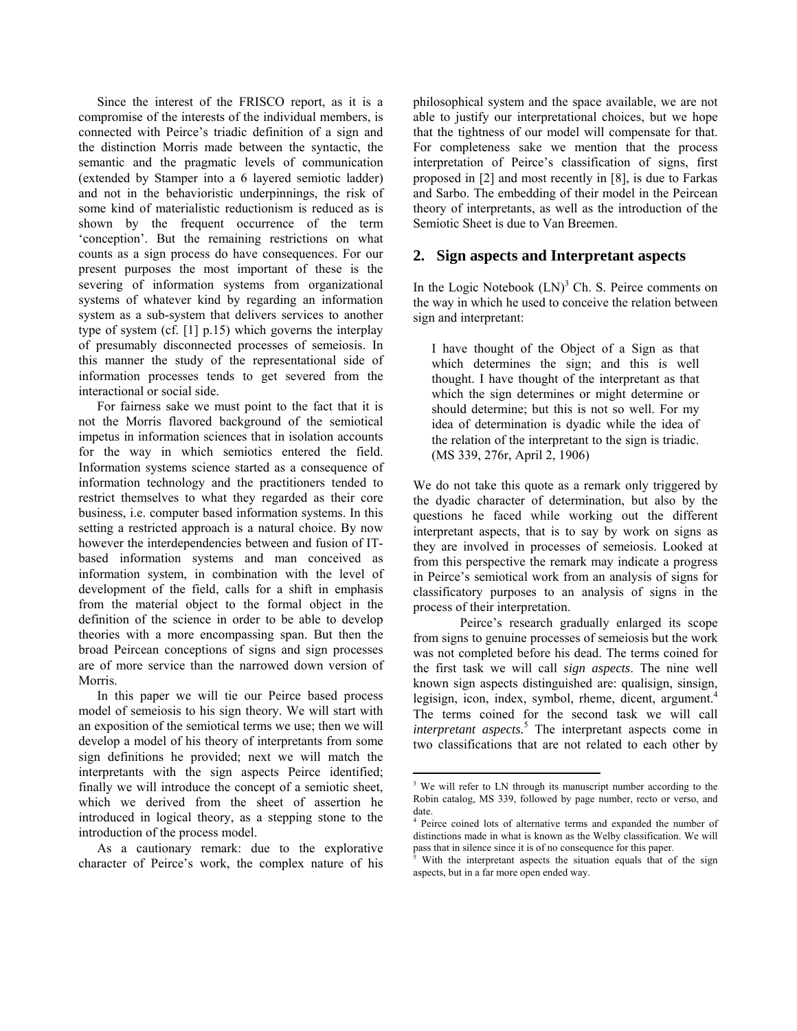Since the interest of the FRISCO report, as it is a compromise of the interests of the individual members, is connected with Peirce's triadic definition of a sign and the distinction Morris made between the syntactic, the semantic and the pragmatic levels of communication (extended by Stamper into a 6 layered semiotic ladder) and not in the behavioristic underpinnings, the risk of some kind of materialistic reductionism is reduced as is shown by the frequent occurrence of the term 'conception'. But the remaining restrictions on what counts as a sign process do have consequences. For our present purposes the most important of these is the severing of information systems from organizational systems of whatever kind by regarding an information system as a sub-system that delivers services to another type of system (cf. [1] p.15) which governs the interplay of presumably disconnected processes of semeiosis. In this manner the study of the representational side of information processes tends to get severed from the interactional or social side.

For fairness sake we must point to the fact that it is not the Morris flavored background of the semiotical impetus in information sciences that in isolation accounts for the way in which semiotics entered the field. Information systems science started as a consequence of information technology and the practitioners tended to restrict themselves to what they regarded as their core business, i.e. computer based information systems. In this setting a restricted approach is a natural choice. By now however the interdependencies between and fusion of IT-based information systems and man conceived as information system, in combination with the level of development of the field, calls for a shift in emphasis from the material object to the formal object in the definition of the science in order to be able to develop theories with a more encompassing span. But then the broad Peircean conceptions of signs and sign processes are of more service than the narrowed down version of Morris.

In this paper we will tie our Peirce based process model of semeiosis to his sign theory. We will start with an exposition of the semiotical terms we use; then we will develop a model of his theory of interpretants from some sign definitions he provided; next we will match the interpretants with the sign aspects Peirce identified; finally we will introduce the concept of a semiotic sheet, which we derived from the sheet of assertion he introduced in logical theory, as a stepping stone to the introduction of the process model.

As a cautionary remark: due to the explorative character of Peirce's work, the complex nature of his philosophical system and the space available, we are not able to justify our interpretational choices, but we hope that the tightness of our model will compensate for that. For completeness sake we mention that the process interpretation of Peirce's classification of signs, first proposed in [2] and most recently in [8], is due to Farkas and Sarbo. The embedding of their model in the Peircean theory of interpretants, as well as the introduction of the Semiotic Sheet is due to Van Breemen.

## 2. Sign aspects and Interpretant aspects

In the Logic Notebook (LN)[3] Ch. S. Peirce comments on the way in which he used to conceive the relation between sign and interpretant:

> I have thought of the Object of a Sign as that which determines the sign; and this is well thought. I have thought of the interpretant as that which the sign determines or might determine or should determine; but this is not so well. For my idea of determination is dyadic while the idea of the relation of the interpretant to the sign is triadic. (MS 339, 276r, April 2, 1906)

We do not take this quote as a remark only triggered by the dyadic character of determination, but also by the questions he faced while working out the different interpretant aspects, that is to say by work on signs as they are involved in processes of semeiosis. Looked at from this perspective the remark may indicate a progress in Peirce's semiotical work from an analysis of signs for classificatory purposes to an analysis of signs in the process of their interpretation.

Peirce's research gradually enlarged its scope from signs to genuine processes of semeiosis but the work was not completed before his dead. The terms coined for the first task we will call *sign aspects*. The nine well known sign aspects distinguished are: qualisign, sinsign, legisign, icon, index, symbol, rheme, dicent, argument.[4] The terms coined for the second task we will call *interpretant aspects*.[5] The interpretant aspects come in two classifications that are not related to each other by

[3] We will refer to LN through its manuscript number according to the Robin catalog, MS 339, followed by page number, recto or verso, and date.

[4] Peirce coined lots of alternative terms and expanded the number of distinctions made in what is known as the Welby classification. We will pass that in silence since it is of no consequence for this paper.

[5] With the interpretant aspects the situation equals that of the sign aspects, but in a far more open ended way.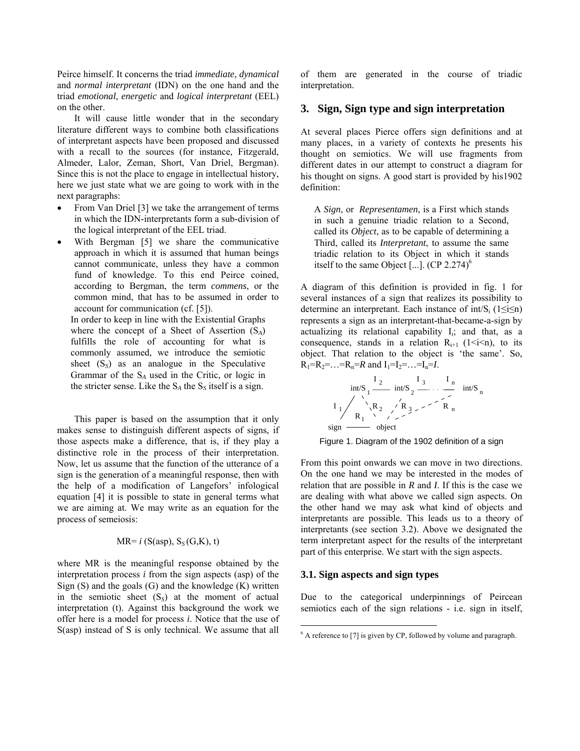Peirce himself. It concerns the triad *immediate*, *dynamical* and *normal interpretant* (IDN) on the one hand and the triad *emotional*, *energetic* and *logical interpretant* (EEL) on the other.

It will cause little wonder that in the secondary literature different ways to combine both classifications of interpretant aspects have been proposed and discussed with a recall to the sources (for instance, Fitzgerald, Almeder, Lalor, Zeman, Short, Van Driel, Bergman). Since this is not the place to engage in intellectual history, here we just state what we are going to work with in the next paragraphs:

- From Van Driel [3] we take the arrangement of terms in which the IDN-interpretants form a sub-division of the logical interpretant of the EEL triad.
- With Bergman [5] we share the communicative approach in which it is assumed that human beings cannot communicate, unless they have a common fund of knowledge. To this end Peirce coined, according to Bergman, the term *commens*, or the common mind, that has to be assumed in order to account for communication (cf. [5]).

In order to keep in line with the Existential Graphs where the concept of a Sheet of Assertion ($S_A$) fulfills the role of accounting for what is commonly assumed, we introduce the semiotic sheet ($S_S$) as an analogue in the Speculative Grammar of the $S_A$ used in the Critic, or logic in the stricter sense. Like the $S_A$ the $S_S$ itself is a sign.

This paper is based on the assumption that it only makes sense to distinguish different aspects of signs, if those aspects make a difference, that is, if they play a distinctive role in the process of their interpretation. Now, let us assume that the function of the utterance of a sign is the generation of a meaningful response, then with the help of a modification of Langefors' infological equation [4] it is possible to state in general terms what we are aiming at. We may write as an equation for the process of semeiosis:

$$MR = i\,(S(asp),\, S_S(G,K),\, t)$$

where MR is the meaningful response obtained by the interpretation process *i* from the sign aspects (asp) of the Sign (S) and the goals (G) and the knowledge (K) written in the semiotic sheet ($S_S$) at the moment of actual interpretation (t). Against this background the work we offer here is a model for process *i*. Notice that the use of S(asp) instead of S is only technical. We assume that all of them are generated in the course of triadic interpretation.

## 3. Sign, Sign type and sign interpretation

At several places Pierce offers sign definitions and at many places, in a variety of contexts he presents his thought on semiotics. We will use fragments from different dates in our attempt to construct a diagram for his thought on signs. A good start is provided by his1902 definition:

> A *Sign*, or *Representamen*, is a First which stands in such a genuine triadic relation to a Second, called its *Object*, as to be capable of determining a Third, called its *Interpretant*, to assume the same triadic relation to its Object in which it stands itself to the same Object [...]. (CP 2.274)[6]

A diagram of this definition is provided in fig. 1 for several instances of a sign that realizes its possibility to determine an interpretant. Each instance of $int/S_i$ ($1 \leq i \leq n$) represents a sign as an interpretant-that-became-a-sign by actualizing its relational capability $I_i$; and that, as a consequence, stands in a relation $R_{i+1}$ ($1<i<n$), to its object. That relation to the object is 'the same'. So, $R_1=R_2=\ldots=R_n=R$ and $I_1=I_2=\ldots=I_n=I$.

Figure 1. Diagram of the 1902 definition of a sign

From this point onwards we can move in two directions. On the one hand we may be interested in the modes of relation that are possible in *R* and *I*. If this is the case we are dealing with what above we called sign aspects. On the other hand we may ask what kind of objects and interpretants are possible. This leads us to a theory of interpretants (see section 3.2). Above we designated the term interpretant aspect for the results of the interpretant part of this enterprise. We start with the sign aspects.

### 3.1. Sign aspects and sign types

Due to the categorical underpinnings of Peircean semiotics each of the sign relations - i.e. sign in itself,

[6] A reference to [7] is given by CP, followed by volume and paragraph.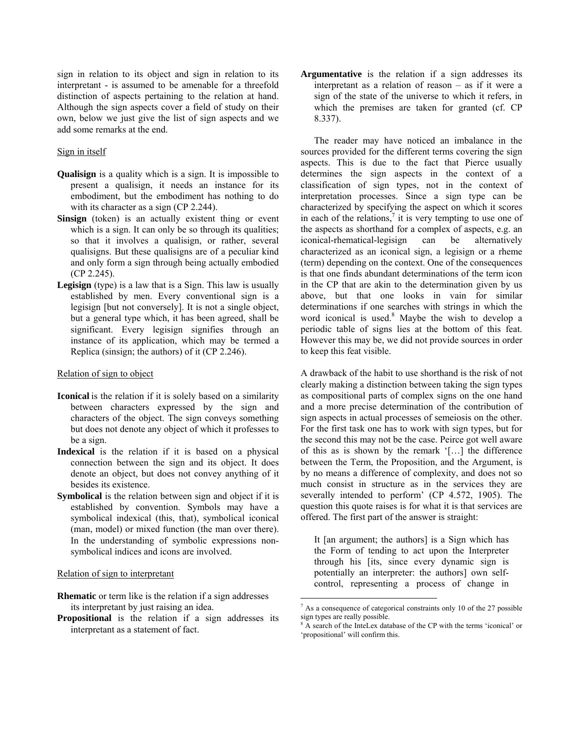sign in relation to its object and sign in relation to its interpretant - is assumed to be amenable for a threefold distinction of aspects pertaining to the relation at hand. Although the sign aspects cover a field of study on their own, below we just give the list of sign aspects and we add some remarks at the end.

Sign in itself

**Qualisign** is a quality which is a sign. It is impossible to present a qualisign, it needs an instance for its embodiment, but the embodiment has nothing to do with its character as a sign (CP 2.244).

**Sinsign** (token) is an actually existent thing or event which is a sign. It can only be so through its qualities; so that it involves a qualisign, or rather, several qualisigns. But these qualisigns are of a peculiar kind and only form a sign through being actually embodied (CP 2.245).

**Legisign** (type) is a law that is a Sign. This law is usually established by men. Every conventional sign is a legisign [but not conversely]. It is not a single object, but a general type which, it has been agreed, shall be significant. Every legisign signifies through an instance of its application, which may be termed a Replica (sinsign; the authors) of it (CP 2.246).

Relation of sign to object

**Iconical** is the relation if it is solely based on a similarity between characters expressed by the sign and characters of the object. The sign conveys something but does not denote any object of which it professes to be a sign.

**Indexical** is the relation if it is based on a physical connection between the sign and its object. It does denote an object, but does not convey anything of it besides its existence.

**Symbolical** is the relation between sign and object if it is established by convention. Symbols may have a symbolical indexical (this, that), symbolical iconical (man, model) or mixed function (the man over there). In the understanding of symbolic expressions non-symbolical indices and icons are involved.

Relation of sign to interpretant

**Rhematic** or term like is the relation if a sign addresses its interpretant by just raising an idea.

**Propositional** is the relation if a sign addresses its interpretant as a statement of fact.

**Argumentative** is the relation if a sign addresses its interpretant as a relation of reason – as if it were a sign of the state of the universe to which it refers, in which the premises are taken for granted (cf. CP 8.337).

The reader may have noticed an imbalance in the sources provided for the different terms covering the sign aspects. This is due to the fact that Pierce usually determines the sign aspects in the context of a classification of sign types, not in the context of interpretation processes. Since a sign type can be characterized by specifying the aspect on which it scores in each of the relations,[7] it is very tempting to use one of the aspects as shorthand for a complex of aspects, e.g. an iconical-rhematical-legisign can be alternatively characterized as an iconical sign, a legisign or a rheme (term) depending on the context. One of the consequences is that one finds abundant determinations of the term icon in the CP that are akin to the determination given by us above, but that one looks in vain for similar determinations if one searches with strings in which the word iconical is used.[8] Maybe the wish to develop a periodic table of signs lies at the bottom of this feat. However this may be, we did not provide sources in order to keep this feat visible.

A drawback of the habit to use shorthand is the risk of not clearly making a distinction between taking the sign types as compositional parts of complex signs on the one hand and a more precise determination of the contribution of sign aspects in actual processes of semeiosis on the other. For the first task one has to work with sign types, but for the second this may not be the case. Peirce got well aware of this as is shown by the remark '[…] the difference between the Term, the Proposition, and the Argument, is by no means a difference of complexity, and does not so much consist in structure as in the services they are severally intended to perform' (CP 4.572, 1905). The question this quote raises is for what it is that services are offered. The first part of the answer is straight:

> It [an argument; the authors] is a Sign which has the Form of tending to act upon the Interpreter through his [its, since every dynamic sign is potentially an interpreter: the authors] own self-control, representing a process of change in

[7] As a consequence of categorical constraints only 10 of the 27 possible sign types are really possible.

[8] A search of the InteLex database of the CP with the terms 'iconical' or 'propositional' will confirm this.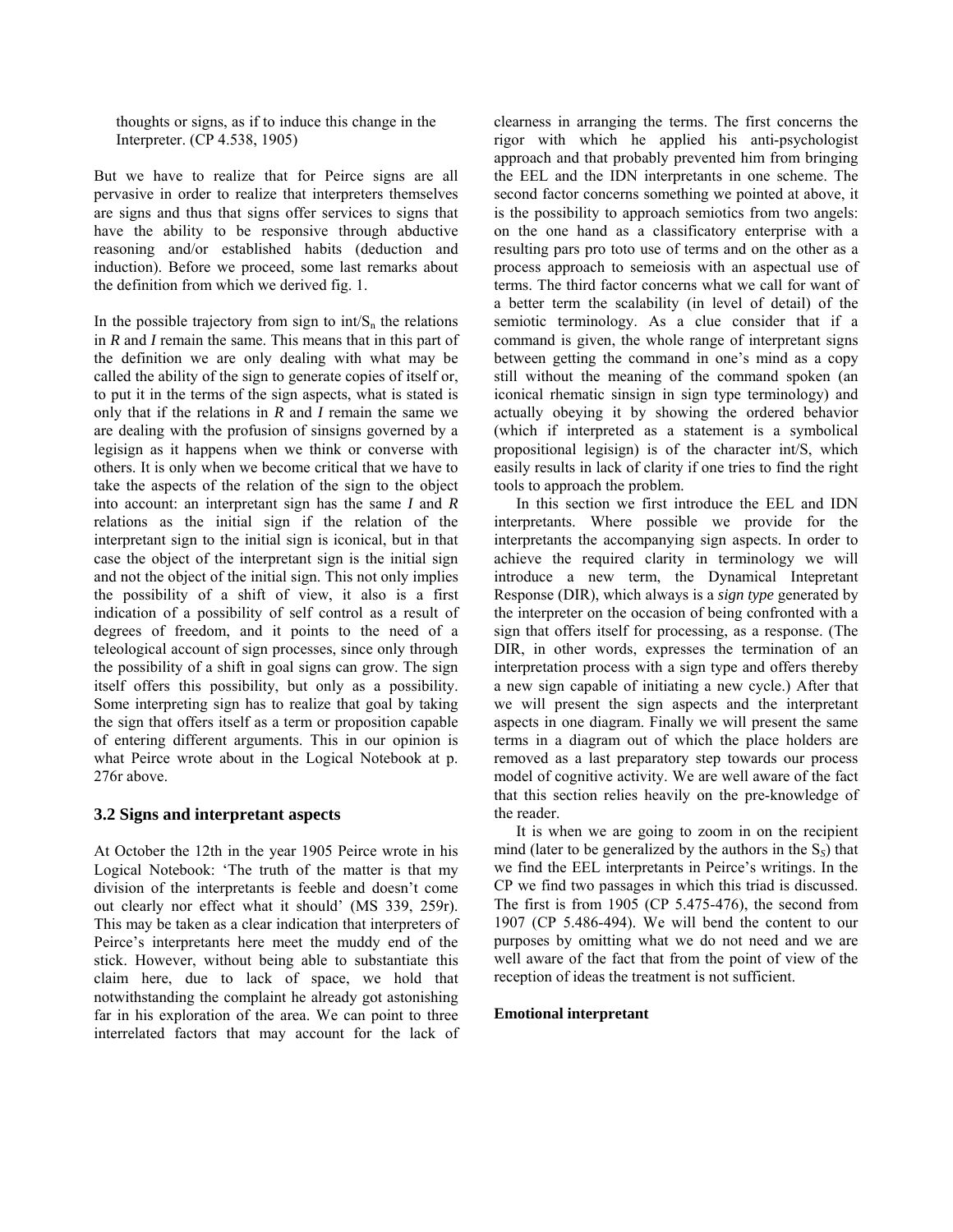> thoughts or signs, as if to induce this change in the Interpreter. (CP 4.538, 1905)

But we have to realize that for Peirce signs are all pervasive in order to realize that interpreters themselves are signs and thus that signs offer services to signs that have the ability to be responsive through abductive reasoning and/or established habits (deduction and induction). Before we proceed, some last remarks about the definition from which we derived fig. 1.

In the possible trajectory from sign to int/$S_n$ the relations in *R* and *I* remain the same. This means that in this part of the definition we are only dealing with what may be called the ability of the sign to generate copies of itself or, to put it in the terms of the sign aspects, what is stated is only that if the relations in *R* and *I* remain the same we are dealing with the profusion of sinsigns governed by a legisign as it happens when we think or converse with others. It is only when we become critical that we have to take the aspects of the relation of the sign to the object into account: an interpretant sign has the same *I* and *R* relations as the initial sign if the relation of the interpretant sign to the initial sign is iconical, but in that case the object of the interpretant sign is the initial sign and not the object of the initial sign. This not only implies the possibility of a shift of view, it also is a first indication of a possibility of self control as a result of degrees of freedom, and it points to the need of a teleological account of sign processes, since only through the possibility of a shift in goal signs can grow. The sign itself offers this possibility, but only as a possibility. Some interpreting sign has to realize that goal by taking the sign that offers itself as a term or proposition capable of entering different arguments. This in our opinion is what Peirce wrote about in the Logical Notebook at p. 276r above.

### 3.2 Signs and interpretant aspects

At October the 12th in the year 1905 Peirce wrote in his Logical Notebook: 'The truth of the matter is that my division of the interpretants is feeble and doesn't come out clearly nor effect what it should' (MS 339, 259r). This may be taken as a clear indication that interpreters of Peirce's interpretants here meet the muddy end of the stick. However, without being able to substantiate this claim here, due to lack of space, we hold that notwithstanding the complaint he already got astonishing far in his exploration of the area. We can point to three interrelated factors that may account for the lack of clearness in arranging the terms. The first concerns the rigor with which he applied his anti-psychologist approach and that probably prevented him from bringing the EEL and the IDN interpretants in one scheme. The second factor concerns something we pointed at above, it is the possibility to approach semiotics from two angels: on the one hand as a classificatory enterprise with a resulting pars pro toto use of terms and on the other as a process approach to semeiosis with an aspectual use of terms. The third factor concerns what we call for want of a better term the scalability (in level of detail) of the semiotic terminology. As a clue consider that if a command is given, the whole range of interpretant signs between getting the command in one's mind as a copy still without the meaning of the command spoken (an iconical rhematic sinsign in sign type terminology) and actually obeying it by showing the ordered behavior (which if interpreted as a statement is a symbolical propositional legisign) is of the character int/S, which easily results in lack of clarity if one tries to find the right tools to approach the problem.

In this section we first introduce the EEL and IDN interpretants. Where possible we provide for the interpretants the accompanying sign aspects. In order to achieve the required clarity in terminology we will introduce a new term, the Dynamical Intepretant Response (DIR), which always is a *sign type* generated by the interpreter on the occasion of being confronted with a sign that offers itself for processing, as a response. (The DIR, in other words, expresses the termination of an interpretation process with a sign type and offers thereby a new sign capable of initiating a new cycle.) After that we will present the sign aspects and the interpretant aspects in one diagram. Finally we will present the same terms in a diagram out of which the place holders are removed as a last preparatory step towards our process model of cognitive activity. We are well aware of the fact that this section relies heavily on the pre-knowledge of the reader.

It is when we are going to zoom in on the recipient mind (later to be generalized by the authors in the $S_S$) that we find the EEL interpretants in Peirce's writings. In the CP we find two passages in which this triad is discussed. The first is from 1905 (CP 5.475-476), the second from 1907 (CP 5.486-494). We will bend the content to our purposes by omitting what we do not need and we are well aware of the fact that from the point of view of the reception of ideas the treatment is not sufficient.

**Emotional interpretant**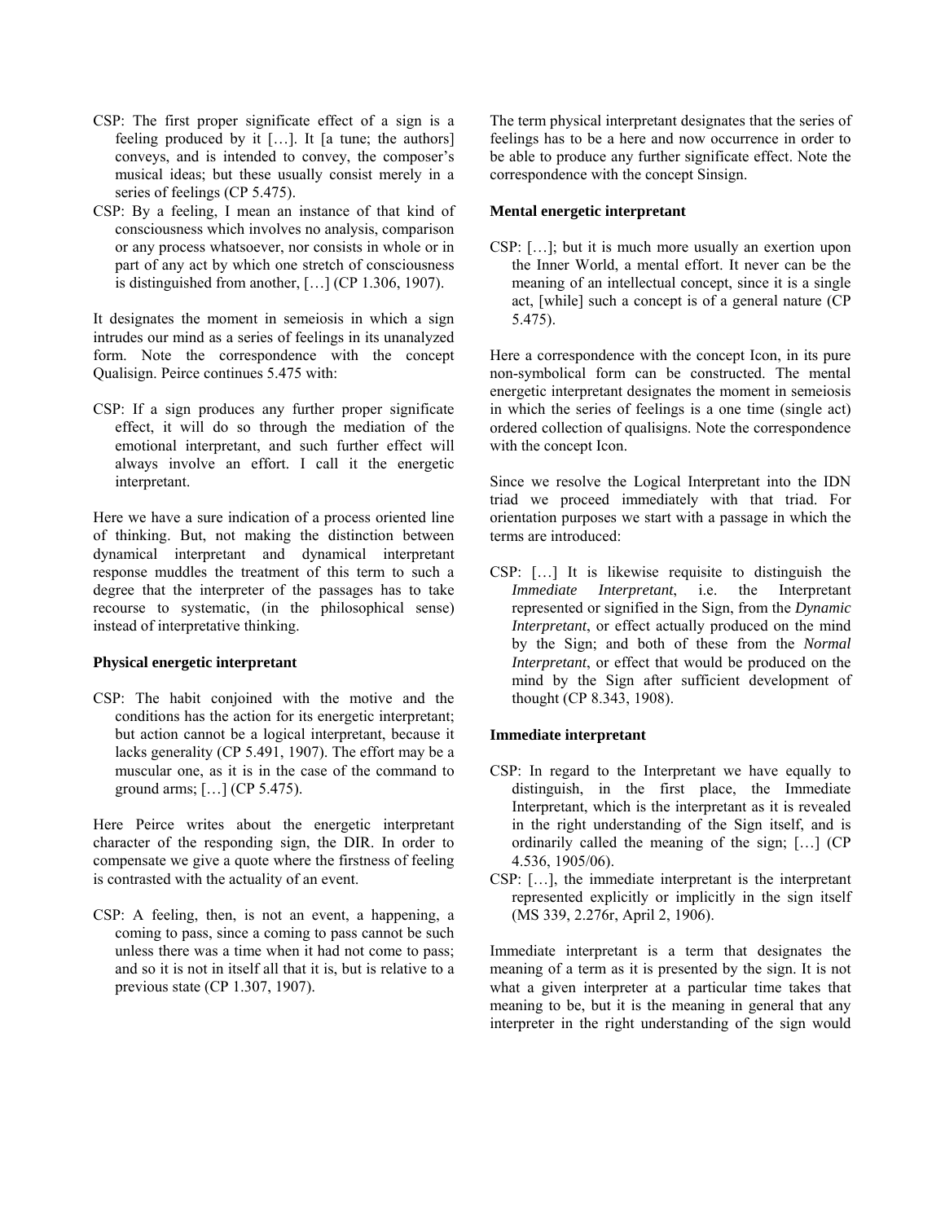CSP: The first proper significate effect of a sign is a feeling produced by it […]. It [a tune; the authors] conveys, and is intended to convey, the composer's musical ideas; but these usually consist merely in a series of feelings (CP 5.475).

CSP: By a feeling, I mean an instance of that kind of consciousness which involves no analysis, comparison or any process whatsoever, nor consists in whole or in part of any act by which one stretch of consciousness is distinguished from another, […] (CP 1.306, 1907).

It designates the moment in semeiosis in which a sign intrudes our mind as a series of feelings in its unanalyzed form. Note the correspondence with the concept Qualisign. Peirce continues 5.475 with:

CSP: If a sign produces any further proper significate effect, it will do so through the mediation of the emotional interpretant, and such further effect will always involve an effort. I call it the energetic interpretant.

Here we have a sure indication of a process oriented line of thinking. But, not making the distinction between dynamical interpretant and dynamical interpretant response muddles the treatment of this term to such a degree that the interpreter of the passages has to take recourse to systematic, (in the philosophical sense) instead of interpretative thinking.

**Physical energetic interpretant**

CSP: The habit conjoined with the motive and the conditions has the action for its energetic interpretant; but action cannot be a logical interpretant, because it lacks generality (CP 5.491, 1907). The effort may be a muscular one, as it is in the case of the command to ground arms; […] (CP 5.475).

Here Peirce writes about the energetic interpretant character of the responding sign, the DIR. In order to compensate we give a quote where the firstness of feeling is contrasted with the actuality of an event.

CSP: A feeling, then, is not an event, a happening, a coming to pass, since a coming to pass cannot be such unless there was a time when it had not come to pass; and so it is not in itself all that it is, but is relative to a previous state (CP 1.307, 1907).

The term physical interpretant designates that the series of feelings has to be a here and now occurrence in order to be able to produce any further significate effect. Note the correspondence with the concept Sinsign.

**Mental energetic interpretant**

CSP: […]; but it is much more usually an exertion upon the Inner World, a mental effort. It never can be the meaning of an intellectual concept, since it is a single act, [while] such a concept is of a general nature (CP 5.475).

Here a correspondence with the concept Icon, in its pure non-symbolical form can be constructed. The mental energetic interpretant designates the moment in semeiosis in which the series of feelings is a one time (single act) ordered collection of qualisigns. Note the correspondence with the concept Icon.

Since we resolve the Logical Interpretant into the IDN triad we proceed immediately with that triad. For orientation purposes we start with a passage in which the terms are introduced:

CSP: […] It is likewise requisite to distinguish the *Immediate Interpretant*, i.e. the Interpretant represented or signified in the Sign, from the *Dynamic Interpretant*, or effect actually produced on the mind by the Sign; and both of these from the *Normal Interpretant*, or effect that would be produced on the mind by the Sign after sufficient development of thought (CP 8.343, 1908).

**Immediate interpretant**

CSP: In regard to the Interpretant we have equally to distinguish, in the first place, the Immediate Interpretant, which is the interpretant as it is revealed in the right understanding of the Sign itself, and is ordinarily called the meaning of the sign; […] (CP 4.536, 1905/06).

CSP: […], the immediate interpretant is the interpretant represented explicitly or implicitly in the sign itself (MS 339, 2.276r, April 2, 1906).

Immediate interpretant is a term that designates the meaning of a term as it is presented by the sign. It is not what a given interpreter at a particular time takes that meaning to be, but it is the meaning in general that any interpreter in the right understanding of the sign would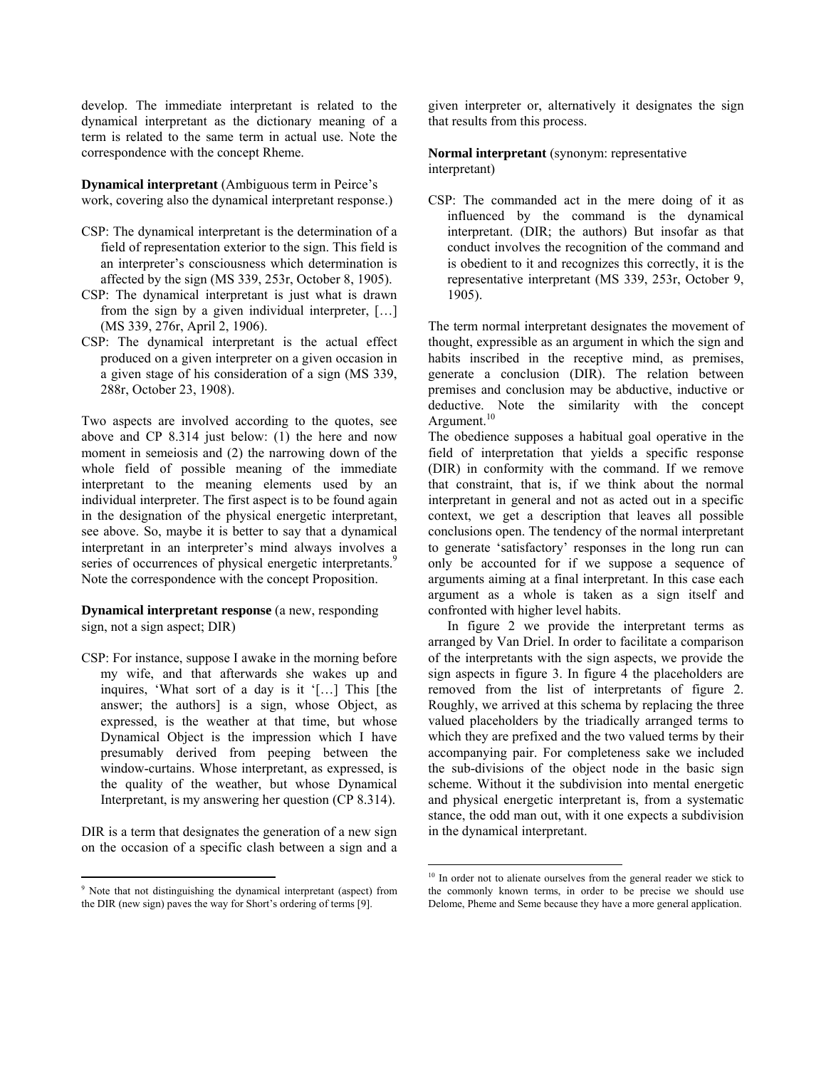develop. The immediate interpretant is related to the dynamical interpretant as the dictionary meaning of a term is related to the same term in actual use. Note the correspondence with the concept Rheme.

**Dynamical interpretant** (Ambiguous term in Peirce's work, covering also the dynamical interpretant response.)

CSP: The dynamical interpretant is the determination of a field of representation exterior to the sign. This field is an interpreter's consciousness which determination is affected by the sign (MS 339, 253r, October 8, 1905).

CSP: The dynamical interpretant is just what is drawn from the sign by a given individual interpreter, […] (MS 339, 276r, April 2, 1906).

CSP: The dynamical interpretant is the actual effect produced on a given interpreter on a given occasion in a given stage of his consideration of a sign (MS 339, 288r, October 23, 1908).

Two aspects are involved according to the quotes, see above and CP 8.314 just below: (1) the here and now moment in semeiosis and (2) the narrowing down of the whole field of possible meaning of the immediate interpretant to the meaning elements used by an individual interpreter. The first aspect is to be found again in the designation of the physical energetic interpretant, see above. So, maybe it is better to say that a dynamical interpretant in an interpreter's mind always involves a series of occurrences of physical energetic interpretants.[9] Note the correspondence with the concept Proposition.

**Dynamical interpretant response** (a new, responding sign, not a sign aspect; DIR)

CSP: For instance, suppose I awake in the morning before my wife, and that afterwards she wakes up and inquires, 'What sort of a day is it '[…] This [the answer; the authors] is a sign, whose Object, as expressed, is the weather at that time, but whose Dynamical Object is the impression which I have presumably derived from peeping between the window-curtains. Whose interpretant, as expressed, is the quality of the weather, but whose Dynamical Interpretant, is my answering her question (CP 8.314).

DIR is a term that designates the generation of a new sign on the occasion of a specific clash between a sign and a given interpreter or, alternatively it designates the sign that results from this process.

**Normal interpretant** (synonym: representative interpretant)

CSP: The commanded act in the mere doing of it as influenced by the command is the dynamical interpretant. (DIR; the authors) But insofar as that conduct involves the recognition of the command and is obedient to it and recognizes this correctly, it is the representative interpretant (MS 339, 253r, October 9, 1905).

The term normal interpretant designates the movement of thought, expressible as an argument in which the sign and habits inscribed in the receptive mind, as premises, generate a conclusion (DIR). The relation between premises and conclusion may be abductive, inductive or deductive. Note the similarity with the concept Argument.[10]

The obedience supposes a habitual goal operative in the field of interpretation that yields a specific response (DIR) in conformity with the command. If we remove that constraint, that is, if we think about the normal interpretant in general and not as acted out in a specific context, we get a description that leaves all possible conclusions open. The tendency of the normal interpretant to generate 'satisfactory' responses in the long run can only be accounted for if we suppose a sequence of arguments aiming at a final interpretant. In this case each argument as a whole is taken as a sign itself and confronted with higher level habits.

In figure 2 we provide the interpretant terms as arranged by Van Driel. In order to facilitate a comparison of the interpretants with the sign aspects, we provide the sign aspects in figure 3. In figure 4 the placeholders are removed from the list of interpretants of figure 2. Roughly, we arrived at this schema by replacing the three valued placeholders by the triadically arranged terms to which they are prefixed and the two valued terms by their accompanying pair. For completeness sake we included the sub-divisions of the object node in the basic sign scheme. Without it the subdivision into mental energetic and physical energetic interpretant is, from a systematic stance, the odd man out, with it one expects a subdivision in the dynamical interpretant.

---

[9] Note that not distinguishing the dynamical interpretant (aspect) from the DIR (new sign) paves the way for Short's ordering of terms [9].

[10] In order not to alienate ourselves from the general reader we stick to the commonly known terms, in order to be precise we should use Delome, Pheme and Seme because they have a more general application.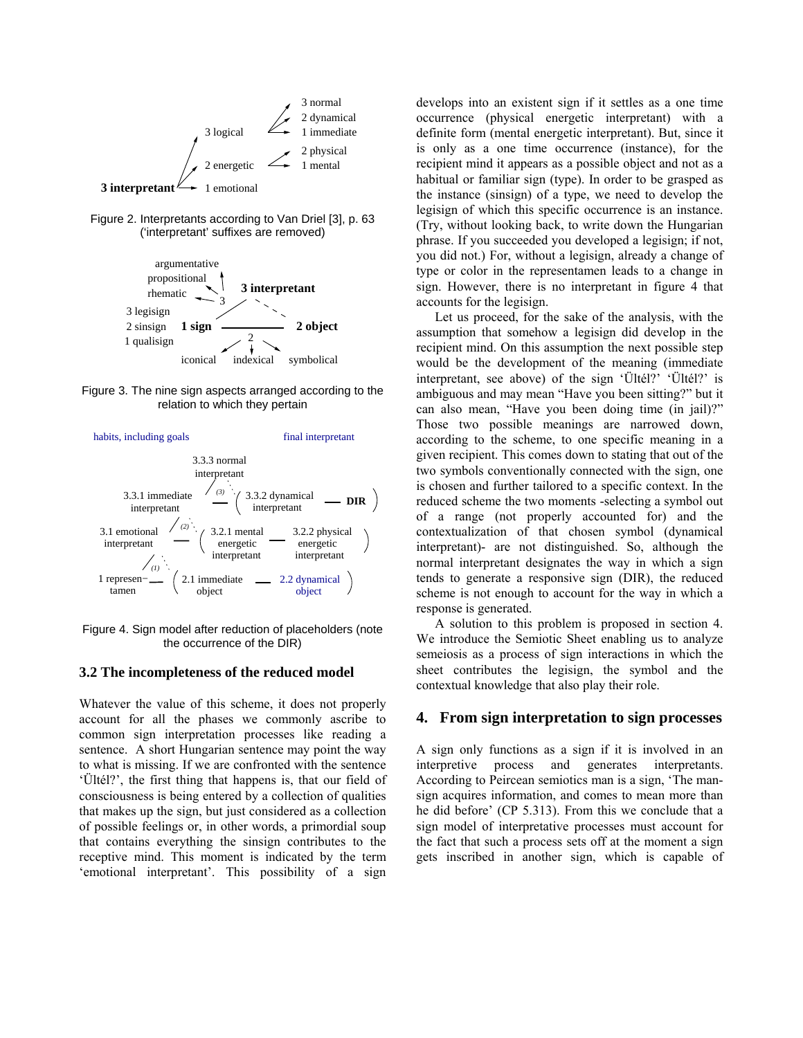3 interpretant → 1 emotional; 2 energetic → 1 mental, 2 physical; 3 logical → 1 immediate, 2 dynamical, 3 normal

Figure 2. Interpretants according to Van Driel [3], p. 63 ('interpretant' suffixes are removed)

1 sign (1 qualisign, 2 sinsign, 3 legisign) — 2 object (iconical, indexical, symbolical) — 3 interpretant (rhematic, propositional, argumentative)

Figure 3. The nine sign aspects arranged according to the relation to which they pertain

habits, including goals; final interpretant

1 represen-tamen — (2.1 immediate object — 2.2 dynamical object) (1)
3.1 emotional interpretant — (3.2.1 mental energetic interpretant — 3.2.2 physical energetic interpretant) (2)
3.3.1 immediate interpretant — (3.3.2 dynamical interpretant — DIR) (3)
3.3.3 normal interpretant

Figure 4. Sign model after reduction of placeholders (note the occurrence of the DIR)

### 3.2 The incompleteness of the reduced model

Whatever the value of this scheme, it does not properly account for all the phases we commonly ascribe to common sign interpretation processes like reading a sentence. A short Hungarian sentence may point the way to what is missing. If we are confronted with the sentence 'Ültél?', the first thing that happens is, that our field of consciousness is being entered by a collection of qualities that makes up the sign, but just considered as a collection of possible feelings or, in other words, a primordial soup that contains everything the sinsign contributes to the receptive mind. This moment is indicated by the term 'emotional interpretant'. This possibility of a sign develops into an existent sign if it settles as a one time occurrence (physical energetic interpretant) with a definite form (mental energetic interpretant). But, since it is only as a one time occurrence (instance), for the recipient mind it appears as a possible object and not as a habitual or familiar sign (type). In order to be grasped as the instance (sinsign) of a type, we need to develop the legisign of which this specific occurrence is an instance. (Try, without looking back, to write down the Hungarian phrase. If you succeeded you developed a legisign; if not, you did not.) For, without a legisign, already a change of type or color in the representamen leads to a change in sign. However, there is no interpretant in figure 4 that accounts for the legisign.

Let us proceed, for the sake of the analysis, with the assumption that somehow a legisign did develop in the recipient mind. On this assumption the next possible step would be the development of the meaning (immediate interpretant, see above) of the sign 'Ültél?' 'Ültél?' is ambiguous and may mean "Have you been sitting?" but it can also mean, "Have you been doing time (in jail)?" Those two possible meanings are narrowed down, according to the scheme, to one specific meaning in a given recipient. This comes down to stating that out of the two symbols conventionally connected with the sign, one is chosen and further tailored to a specific context. In the reduced scheme the two moments -selecting a symbol out of a range (not properly accounted for) and the contextualization of that chosen symbol (dynamical interpretant)- are not distinguished. So, although the normal interpretant designates the way in which a sign tends to generate a responsive sign (DIR), the reduced scheme is not enough to account for the way in which a response is generated.

A solution to this problem is proposed in section 4. We introduce the Semiotic Sheet enabling us to analyze semeiosis as a process of sign interactions in which the sheet contributes the legisign, the symbol and the contextual knowledge that also play their role.

## 4. From sign interpretation to sign processes

A sign only functions as a sign if it is involved in an interpretive process and generates interpretants. According to Peircean semiotics man is a sign, 'The man-sign acquires information, and comes to mean more than he did before' (CP 5.313). From this we conclude that a sign model of interpretative processes must account for the fact that such a process sets off at the moment a sign gets inscribed in another sign, which is capable of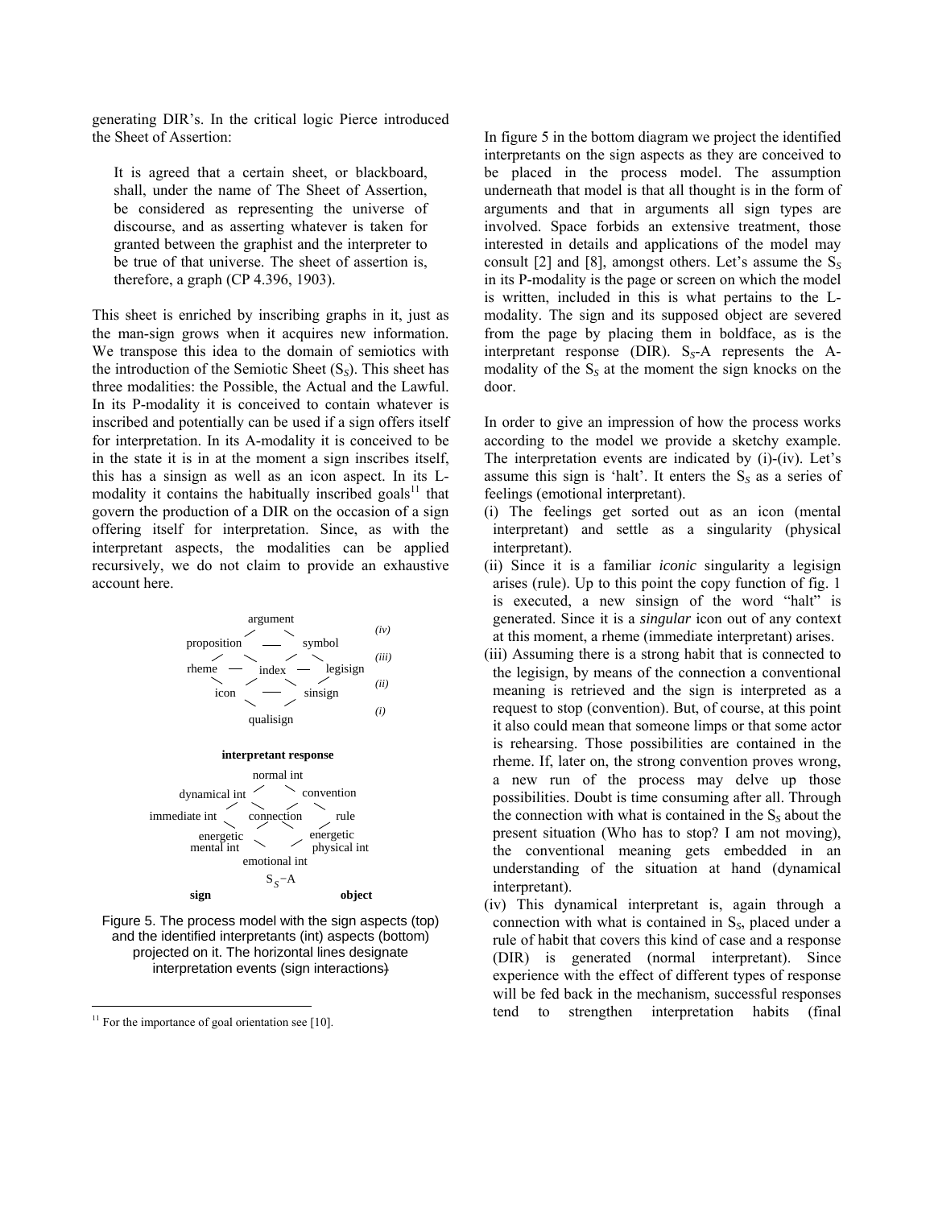generating DIR's. In the critical logic Pierce introduced the Sheet of Assertion:

> It is agreed that a certain sheet, or blackboard, shall, under the name of The Sheet of Assertion, be considered as representing the universe of discourse, and as asserting whatever is taken for granted between the graphist and the interpreter to be true of that universe. The sheet of assertion is, therefore, a graph (CP 4.396, 1903).

This sheet is enriched by inscribing graphs in it, just as the man-sign grows when it acquires new information. We transpose this idea to the domain of semiotics with the introduction of the Semiotic Sheet ($S_S$). This sheet has three modalities: the Possible, the Actual and the Lawful. In its P-modality it is conceived to contain whatever is inscribed and potentially can be used if a sign offers itself for interpretation. In its A-modality it is conceived to be in the state it is in at the moment a sign inscribes itself, this has a sinsign as well as an icon aspect. In its L-modality it contains the habitually inscribed goals[11] that govern the production of a DIR on the occasion of a sign offering itself for interpretation. Since, as with the interpretant aspects, the modalities can be applied recursively, we do not claim to provide an exhaustive account here.

```
                 argument
                /        \               (iv)
   proposition    ——      symbol
       /     \           /     \         (iii)
 rheme  ——    index  ——    legisign
       \     /           \     /         (ii)
        icon      ——      sinsign
             \           /               (i)
               qualisign

          interpretant response
                normal int
               /          \
   dynamical int            convention
        /      \           /      \
 immediate int   connection        rule
        \      /           \      /
   energetic                 energetic
   mental int                physical int
               \           /
               emotional int
                  S_S-A
   sign                          object
```

Figure 5. The process model with the sign aspects (top) and the identified interpretants (int) aspects (bottom) projected on it. The horizontal lines designate interpretation events (sign interactions)

In figure 5 in the bottom diagram we project the identified interpretants on the sign aspects as they are conceived to be placed in the process model. The assumption underneath that model is that all thought is in the form of arguments and that in arguments all sign types are involved. Space forbids an extensive treatment, those interested in details and applications of the model may consult [2] and [8], amongst others. Let's assume the $S_S$ in its P-modality is the page or screen on which the model is written, included in this is what pertains to the L-modality. The sign and its supposed object are severed from the page by placing them in boldface, as is the interpretant response (DIR). $S_S$-A represents the A-modality of the $S_S$ at the moment the sign knocks on the door.

In order to give an impression of how the process works according to the model we provide a sketchy example. The interpretation events are indicated by (i)-(iv). Let's assume this sign is 'halt'. It enters the $S_S$ as a series of feelings (emotional interpretant).

(i) The feelings get sorted out as an icon (mental interpretant) and settle as a singularity (physical interpretant).

(ii) Since it is a familiar *iconic* singularity a legisign arises (rule). Up to this point the copy function of fig. 1 is executed, a new sinsign of the word "halt" is generated. Since it is a *singular* icon out of any context at this moment, a rheme (immediate interpretant) arises.

(iii) Assuming there is a strong habit that is connected to the legisign, by means of the connection a conventional meaning is retrieved and the sign is interpreted as a request to stop (convention). But, of course, at this point it also could mean that someone limps or that some actor is rehearsing. Those possibilities are contained in the rheme. If, later on, the strong convention proves wrong, a new run of the process may delve up those possibilities. Doubt is time consuming after all. Through the connection with what is contained in the $S_S$ about the present situation (Who has to stop? I am not moving), the conventional meaning gets embedded in an understanding of the situation at hand (dynamical interpretant).

(iv) This dynamical interpretant is, again through a connection with what is contained in $S_S$, placed under a rule of habit that covers this kind of case and a response (DIR) is generated (normal interpretant). Since experience with the effect of different types of response will be fed back in the mechanism, successful responses tend to strengthen interpretation habits (final

[11] For the importance of goal orientation see [10].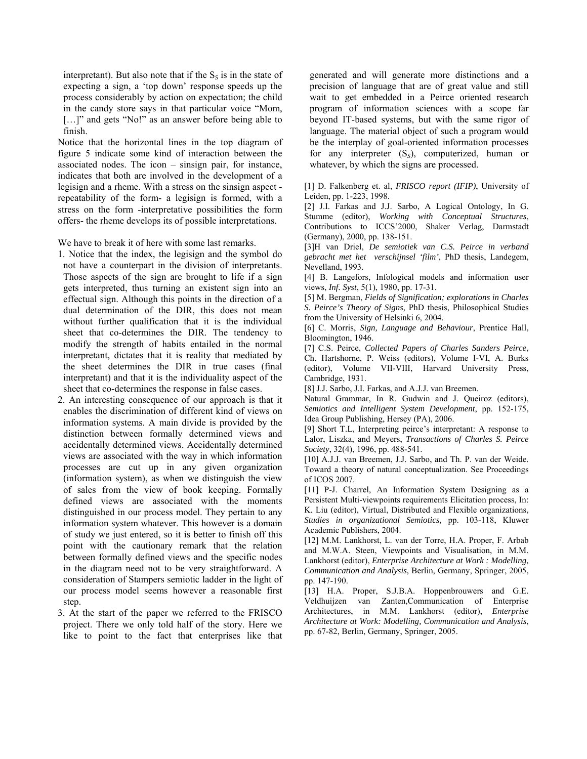interpretant). But also note that if the $S_S$ is in the state of expecting a sign, a 'top down' response speeds up the process considerably by action on expectation; the child in the candy store says in that particular voice "Mom, […]" and gets "No!" as an answer before being able to finish.

Notice that the horizontal lines in the top diagram of figure 5 indicate some kind of interaction between the associated nodes. The icon – sinsign pair, for instance, indicates that both are involved in the development of a legisign and a rheme. With a stress on the sinsign aspect -repeatability of the form- a legisign is formed, with a stress on the form -interpretative possibilities the form offers- the rheme develops its of possible interpretations.

We have to break it of here with some last remarks.

1. Notice that the index, the legisign and the symbol do not have a counterpart in the division of interpretants. Those aspects of the sign are brought to life if a sign gets interpreted, thus turning an existent sign into an effectual sign. Although this points in the direction of a dual determination of the DIR, this does not mean without further qualification that it is the individual sheet that co-determines the DIR. The tendency to modify the strength of habits entailed in the normal interpretant, dictates that it is reality that mediated by the sheet determines the DIR in true cases (final interpretant) and that it is the individuality aspect of the sheet that co-determines the response in false cases.
2. An interesting consequence of our approach is that it enables the discrimination of different kind of views on information systems. A main divide is provided by the distinction between formally determined views and accidentally determined views. Accidentally determined views are associated with the way in which information processes are cut up in any given organization (information system), as when we distinguish the view of sales from the view of book keeping. Formally defined views are associated with the moments distinguished in our process model. They pertain to any information system whatever. This however is a domain of study we just entered, so it is better to finish off this point with the cautionary remark that the relation between formally defined views and the specific nodes in the diagram need not to be very straightforward. A consideration of Stampers semiotic ladder in the light of our process model seems however a reasonable first step.
3. At the start of the paper we referred to the FRISCO project. There we only told half of the story. Here we like to point to the fact that enterprises like that generated and will generate more distinctions and a precision of language that are of great value and still wait to get embedded in a Peirce oriented research program of information sciences with a scope far beyond IT-based systems, but with the same rigor of language. The material object of such a program would be the interplay of goal-oriented information processes for any interpreter ($S_S$), computerized, human or whatever, by which the signs are processed.

[1] D. Falkenberg et. al, *FRISCO report (IFIP)*, University of Leiden, pp. 1-223, 1998.

[2] J.I. Farkas and J.J. Sarbo, A Logical Ontology, In G. Stumme (editor), *Working with Conceptual Structures*, Contributions to ICCS'2000, Shaker Verlag, Darmstadt (Germany), 2000, pp. 138-151.

[3]H van Driel, *De semiotiek van C.S. Peirce in verband gebracht met het verschijnsel 'film'*, PhD thesis, Landegem, Nevelland, 1993.

[4] B. Langefors, Infological models and information user views, *Inf. Syst*, 5(1), 1980, pp. 17-31.

[5] M. Bergman, *Fields of Signification; explorations in Charles S. Peirce's Theory of Signs*, PhD thesis, Philosophical Studies from the University of Helsinki 6, 2004.

[6] C. Morris, *Sign, Language and Behaviour*, Prentice Hall, Bloomington, 1946.

[7] C.S. Peirce, *Collected Papers of Charles Sanders Peirce*, Ch. Hartshorne, P. Weiss (editors), Volume I-VI, A. Burks (editor), Volume VII-VIII, Harvard University Press, Cambridge, 1931.

[8] J.J. Sarbo, J.I. Farkas, and A.J.J. van Breemen. Natural Grammar, In R. Gudwin and J. Queiroz (editors), *Semiotics and Intelligent System Development*, pp. 152-175, Idea Group Publishing, Hersey (PA), 2006.

[9] Short T.L, Interpreting peirce's interpretant: A response to Lalor, Liszka, and Meyers, *Transactions of Charles S. Peirce Society*, 32(4), 1996, pp. 488-541.

[10] A.J.J. van Breemen, J.J. Sarbo, and Th. P. van der Weide. Toward a theory of natural conceptualization. See Proceedings of ICOS 2007.

[11] P-J. Charrel, An Information System Designing as a Persistent Multi-viewpoints requirements Elicitation process, In: K. Liu (editor), Virtual, Distributed and Flexible organizations, *Studies in organizational Semiotics*, pp. 103-118, Kluwer Academic Publishers, 2004.

[12] M.M. Lankhorst, L. van der Torre, H.A. Proper, F. Arbab and M.W.A. Steen, Viewpoints and Visualisation, in M.M. Lankhorst (editor), *Enterprise Architecture at Work : Modelling, Communication and Analysis*, Berlin, Germany, Springer, 2005, pp. 147-190.

[13] H.A. Proper, S.J.B.A. Hoppenbrouwers and G.E. Veldhuijzen van Zanten,Communication of Enterprise Architectures, in M.M. Lankhorst (editor), *Enterprise Architecture at Work: Modelling, Communication and Analysis*, pp. 67-82, Berlin, Germany, Springer, 2005.